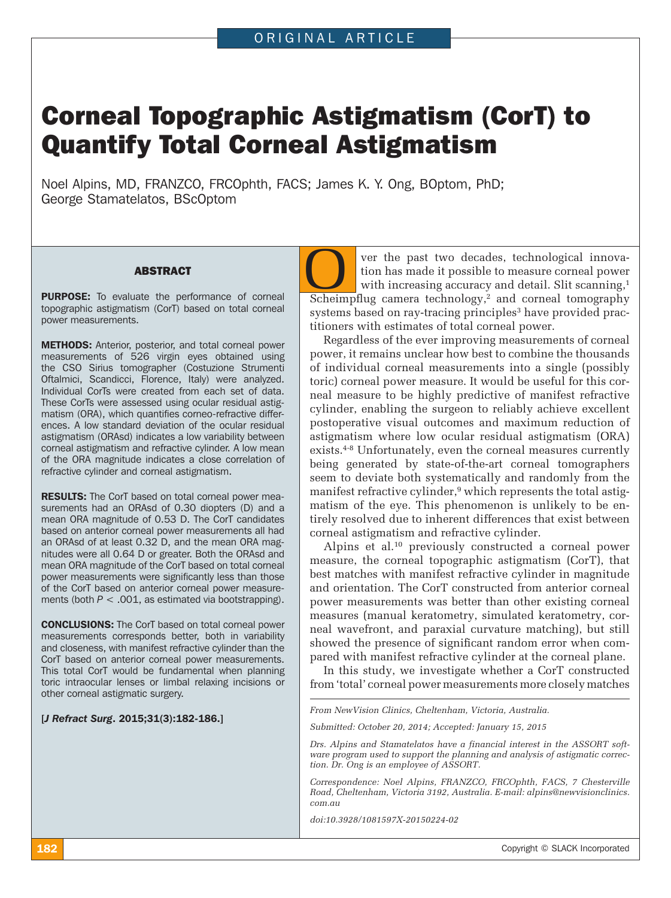ORIGINAL ARTICLE

# Corneal Topographic Astigmatism (CorT) to Quantify Total Corneal Astigmatism

Noel Alpins, MD, FRANZCO, FRCOphth, FACS; James K. Y. Ong, BOptom, PhD; George Stamatelatos, BScOptom

## ABSTRACT

**PURPOSE:** To evaluate the performance of corneal topographic astigmatism (CorT) based on total corneal power measurements.

**METHODS:** Anterior, posterior, and total corneal power measurements of 526 virgin eyes obtained using the CSO Sirius tomographer (Costuzione Strumenti Oftalmici, Scandicci, Florence, Italy) were analyzed. Individual CorTs were created from each set of data. These CorTs were assessed using ocular residual astigmatism (ORA), which quantifies corneo-refractive differences. A low standard deviation of the ocular residual astigmatism (ORAsd) indicates a low variability between corneal astigmatism and refractive cylinder. A low mean of the ORA magnitude indicates a close correlation of refractive cylinder and corneal astigmatism.

**RESULTS:** The CorT based on total corneal power measurements had an ORAsd of 0.30 diopters (D) and a mean ORA magnitude of 0.53 D. The CorT candidates based on anterior corneal power measurements all had an ORAsd of at least 0.32 D, and the mean ORA magnitudes were all 0.64 D or greater. Both the ORAsd and mean ORA magnitude of the CorT based on total corneal power measurements were significantly less than those of the CorT based on anterior corneal power measurements (both $P < .001$, as estimated via bootstrapping).

**CONCLUSIONS:** The CorT based on total corneal power measurements corresponds better, both in variability and closeness, with manifest refractive cylinder than the CorT based on anterior corneal power measurements. This total CorT would be fundamental when planning toric intraocular lenses or limbal relaxing incisions or other corneal astigmatic surgery.

[*J Refract Surg*. 2015;31(3):182-186.]

Over the past two decades, technological innovation has made it possible to measure corneal power with increasing accuracy and detail. Slit scanning,[1] Scheimpflug camera technology,[2] and corneal tomography systems based on ray-tracing principles[3] have provided practitioners with estimates of total corneal power.

Regardless of the ever improving measurements of corneal power, it remains unclear how best to combine the thousands of individual corneal measurements into a single (possibly toric) corneal power measure. It would be useful for this corneal measure to be highly predictive of manifest refractive cylinder, enabling the surgeon to reliably achieve excellent postoperative visual outcomes and maximum reduction of astigmatism where low ocular residual astigmatism (ORA) exists.[4-8] Unfortunately, even the corneal measures currently being generated by state-of-the-art corneal tomographers seem to deviate both systematically and randomly from the manifest refractive cylinder,[9] which represents the total astigmatism of the eye. This phenomenon is unlikely to be entirely resolved due to inherent differences that exist between corneal astigmatism and refractive cylinder.

Alpins et al.[10] previously constructed a corneal power measure, the corneal topographic astigmatism (CorT), that best matches with manifest refractive cylinder in magnitude and orientation. The CorT constructed from anterior corneal power measurements was better than other existing corneal measures (manual keratometry, simulated keratometry, corneal wavefront, and paraxial curvature matching), but still showed the presence of significant random error when compared with manifest refractive cylinder at the corneal plane.

In this study, we investigate whether a CorT constructed from 'total' corneal power measurements more closely matches

*From NewVision Clinics, Cheltenham, Victoria, Australia.*

*Submitted: October 20, 2014; Accepted: January 15, 2015*

*Drs. Alpins and Stamatelatos have a financial interest in the ASSORT software program used to support the planning and analysis of astigmatic correction. Dr. Ong is an employee of ASSORT.*

*Correspondence: Noel Alpins, FRANZCO, FRCOphth, FACS, 7 Chesterville Road, Cheltenham, Victoria 3192, Australia. E-mail: alpins@newvisionclinics.com.au*

*doi:10.3928/1081597X-20150224-02*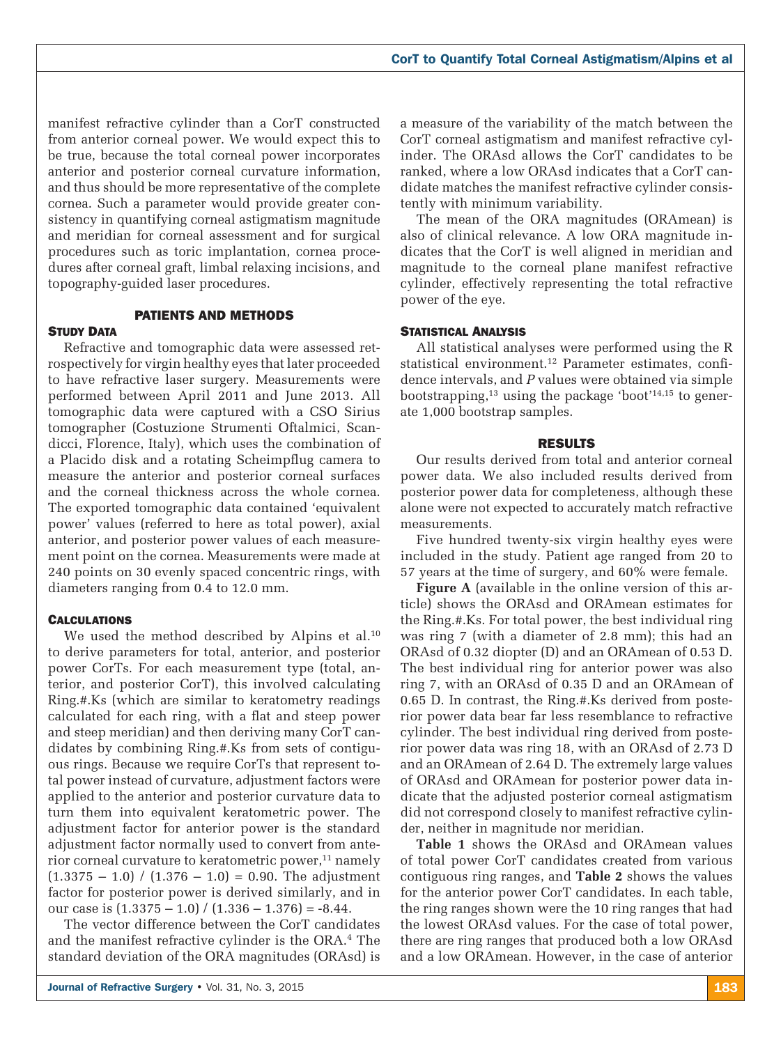manifest refractive cylinder than a CorT constructed from anterior corneal power. We would expect this to be true, because the total corneal power incorporates anterior and posterior corneal curvature information, and thus should be more representative of the complete cornea. Such a parameter would provide greater consistency in quantifying corneal astigmatism magnitude and meridian for corneal assessment and for surgical procedures such as toric implantation, cornea procedures after corneal graft, limbal relaxing incisions, and topography-guided laser procedures.

## PATIENTS AND METHODS

### Study Data

Refractive and tomographic data were assessed retrospectively for virgin healthy eyes that later proceeded to have refractive laser surgery. Measurements were performed between April 2011 and June 2013. All tomographic data were captured with a CSO Sirius tomographer (Costuzione Strumenti Oftalmici, Scandicci, Florence, Italy), which uses the combination of a Placido disk and a rotating Scheimpflug camera to measure the anterior and posterior corneal surfaces and the corneal thickness across the whole cornea. The exported tomographic data contained 'equivalent power' values (referred to here as total power), axial anterior, and posterior power values of each measurement point on the cornea. Measurements were made at 240 points on 30 evenly spaced concentric rings, with diameters ranging from 0.4 to 12.0 mm.

### Calculations

We used the method described by Alpins et al.[10] to derive parameters for total, anterior, and posterior power CorTs. For each measurement type (total, anterior, and posterior CorT), this involved calculating Ring.#.Ks (which are similar to keratometry readings calculated for each ring, with a flat and steep power and steep meridian) and then deriving many CorT candidates by combining Ring.#.Ks from sets of contiguous rings. Because we require CorTs that represent total power instead of curvature, adjustment factors were applied to the anterior and posterior curvature data to turn them into equivalent keratometric power. The adjustment factor for anterior power is the standard adjustment factor normally used to convert from anterior corneal curvature to keratometric power,[11] namely $(1.3375 - 1.0) / (1.376 - 1.0) = 0.90$. The adjustment factor for posterior power is derived similarly, and in our case is $(1.3375 - 1.0) / (1.336 - 1.376) = -8.44$.

The vector difference between the CorT candidates and the manifest refractive cylinder is the ORA.[4] The standard deviation of the ORA magnitudes (ORAsd) is a measure of the variability of the match between the CorT corneal astigmatism and manifest refractive cylinder. The ORAsd allows the CorT candidates to be ranked, where a low ORAsd indicates that a CorT candidate matches the manifest refractive cylinder consistently with minimum variability.

The mean of the ORA magnitudes (ORAmean) is also of clinical relevance. A low ORA magnitude indicates that the CorT is well aligned in meridian and magnitude to the corneal plane manifest refractive cylinder, effectively representing the total refractive power of the eye.

### Statistical Analysis

All statistical analyses were performed using the R statistical environment.[12] Parameter estimates, confidence intervals, and *P* values were obtained via simple bootstrapping,[13] using the package 'boot'[14,15] to generate 1,000 bootstrap samples.

## RESULTS

Our results derived from total and anterior corneal power data. We also included results derived from posterior power data for completeness, although these alone were not expected to accurately match refractive measurements.

Five hundred twenty-six virgin healthy eyes were included in the study. Patient age ranged from 20 to 57 years at the time of surgery, and 60% were female.

**Figure A** (available in the online version of this article) shows the ORAsd and ORAmean estimates for the Ring.#.Ks. For total power, the best individual ring was ring 7 (with a diameter of 2.8 mm); this had an ORAsd of 0.32 diopter (D) and an ORAmean of 0.53 D. The best individual ring for anterior power was also ring 7, with an ORAsd of 0.35 D and an ORAmean of 0.65 D. In contrast, the Ring.#.Ks derived from posterior power data bear far less resemblance to refractive cylinder. The best individual ring derived from posterior power data was ring 18, with an ORAsd of 2.73 D and an ORAmean of 2.64 D. The extremely large values of ORAsd and ORAmean for posterior power data indicate that the adjusted posterior corneal astigmatism did not correspond closely to manifest refractive cylinder, neither in magnitude nor meridian.

**Table 1** shows the ORAsd and ORAmean values of total power CorT candidates created from various contiguous ring ranges, and **Table 2** shows the values for the anterior power CorT candidates. In each table, the ring ranges shown were the 10 ring ranges that had the lowest ORAsd values. For the case of total power, there are ring ranges that produced both a low ORAsd and a low ORAmean. However, in the case of anterior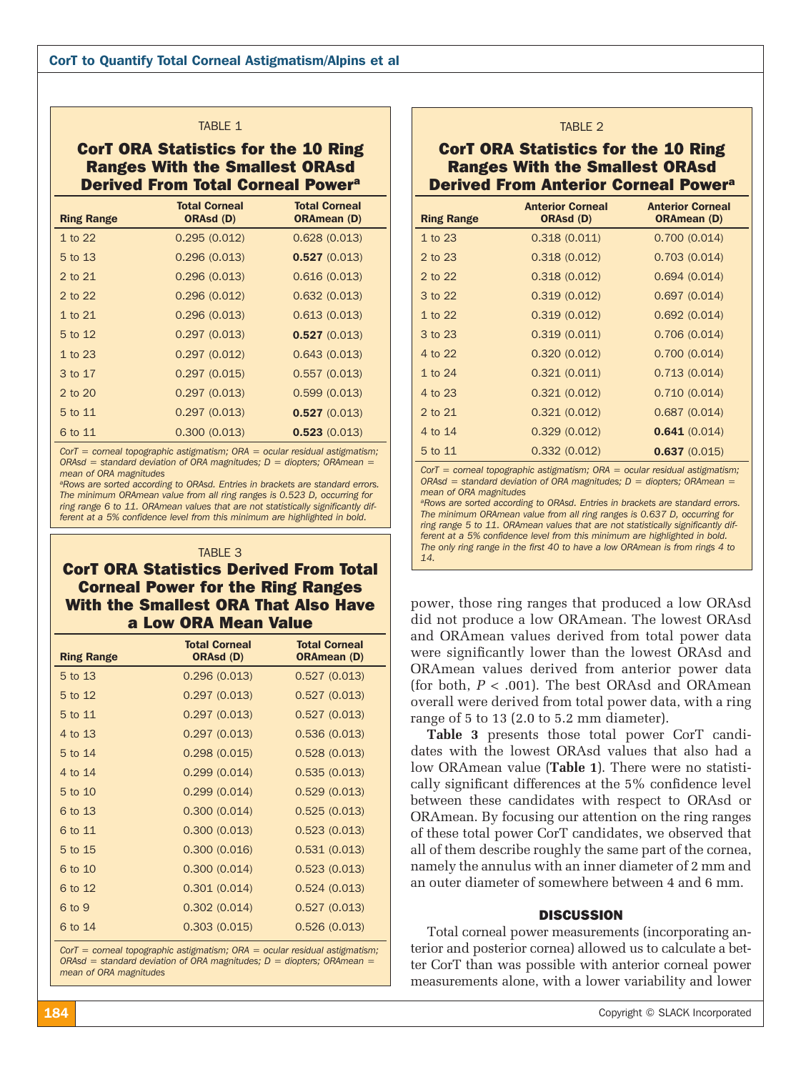TABLE 1

**CorT ORA Statistics for the 10 Ring Ranges With the Smallest ORAsd Derived From Total Corneal Power[a]**

| Ring Range | Total Corneal ORAsd (D) | Total Corneal ORAmean (D) |
|---|---|---|
| 1 to 22 | 0.295 (0.012) | 0.628 (0.013) |
| 5 to 13 | 0.296 (0.013) | **0.527** (0.013) |
| 2 to 21 | 0.296 (0.013) | 0.616 (0.013) |
| 2 to 22 | 0.296 (0.012) | 0.632 (0.013) |
| 1 to 21 | 0.296 (0.013) | 0.613 (0.013) |
| 5 to 12 | 0.297 (0.013) | **0.527** (0.013) |
| 1 to 23 | 0.297 (0.012) | 0.643 (0.013) |
| 3 to 17 | 0.297 (0.015) | 0.557 (0.013) |
| 2 to 20 | 0.297 (0.013) | 0.599 (0.013) |
| 5 to 11 | 0.297 (0.013) | **0.527** (0.013) |
| 6 to 11 | 0.300 (0.013) | **0.523** (0.013) |

*CorT = corneal topographic astigmatism; ORA = ocular residual astigmatism; ORAsd = standard deviation of ORA magnitudes; D = diopters; ORAmean = mean of ORA magnitudes*

*[a]Rows are sorted according to ORAsd. Entries in brackets are standard errors. The minimum ORAmean value from all ring ranges is 0.523 D, occurring for ring range 6 to 11. ORAmean values that are not statistically significantly different at a 5% confidence level from this minimum are highlighted in bold.*

TABLE 2

**CorT ORA Statistics for the 10 Ring Ranges With the Smallest ORAsd Derived From Anterior Corneal Power[a]**

| Ring Range | Anterior Corneal ORAsd (D) | Anterior Corneal ORAmean (D) |
|---|---|---|
| 1 to 23 | 0.318 (0.011) | 0.700 (0.014) |
| 2 to 23 | 0.318 (0.012) | 0.703 (0.014) |
| 2 to 22 | 0.318 (0.012) | 0.694 (0.014) |
| 3 to 22 | 0.319 (0.012) | 0.697 (0.014) |
| 1 to 22 | 0.319 (0.012) | 0.692 (0.014) |
| 3 to 23 | 0.319 (0.011) | 0.706 (0.014) |
| 4 to 22 | 0.320 (0.012) | 0.700 (0.014) |
| 1 to 24 | 0.321 (0.011) | 0.713 (0.014) |
| 4 to 23 | 0.321 (0.012) | 0.710 (0.014) |
| 2 to 21 | 0.321 (0.012) | 0.687 (0.014) |
| 4 to 14 | 0.329 (0.012) | **0.641** (0.014) |
| 5 to 11 | 0.332 (0.012) | **0.637** (0.015) |

*CorT = corneal topographic astigmatism; ORA = ocular residual astigmatism; ORAsd = standard deviation of ORA magnitudes; D = diopters; ORAmean = mean of ORA magnitudes*

*[a]Rows are sorted according to ORAsd. Entries in brackets are standard errors. The minimum ORAmean value from all ring ranges is 0.637 D, occurring for ring range 5 to 11. ORAmean values that are not statistically significantly different at a 5% confidence level from this minimum are highlighted in bold. The only ring range in the first 40 to have a low ORAmean is from rings 4 to 14.*

TABLE 3

**CorT ORA Statistics Derived From Total Corneal Power for the Ring Ranges With the Smallest ORA That Also Have a Low ORA Mean Value**

| Ring Range | Total Corneal ORAsd (D) | Total Corneal ORAmean (D) |
|---|---|---|
| 5 to 13 | 0.296 (0.013) | 0.527 (0.013) |
| 5 to 12 | 0.297 (0.013) | 0.527 (0.013) |
| 5 to 11 | 0.297 (0.013) | 0.527 (0.013) |
| 4 to 13 | 0.297 (0.013) | 0.536 (0.013) |
| 5 to 14 | 0.298 (0.015) | 0.528 (0.013) |
| 4 to 14 | 0.299 (0.014) | 0.535 (0.013) |
| 5 to 10 | 0.299 (0.014) | 0.529 (0.013) |
| 6 to 13 | 0.300 (0.014) | 0.525 (0.013) |
| 6 to 11 | 0.300 (0.013) | 0.523 (0.013) |
| 5 to 15 | 0.300 (0.016) | 0.531 (0.013) |
| 6 to 10 | 0.300 (0.014) | 0.523 (0.013) |
| 6 to 12 | 0.301 (0.014) | 0.524 (0.013) |
| 6 to 9 | 0.302 (0.014) | 0.527 (0.013) |
| 6 to 14 | 0.303 (0.015) | 0.526 (0.013) |

*CorT = corneal topographic astigmatism; ORA = ocular residual astigmatism; ORAsd = standard deviation of ORA magnitudes; D = diopters; ORAmean = mean of ORA magnitudes*

power, those ring ranges that produced a low ORAsd did not produce a low ORAmean. The lowest ORAsd and ORAmean values derived from total power data were significantly lower than the lowest ORAsd and ORAmean values derived from anterior power data (for both, $P < .001$). The best ORAsd and ORAmean overall were derived from total power data, with a ring range of 5 to 13 (2.0 to 5.2 mm diameter).

**Table 3** presents those total power CorT candidates with the lowest ORAsd values that also had a low ORAmean value (**Table 1**). There were no statistically significant differences at the 5% confidence level between these candidates with respect to ORAsd or ORAmean. By focusing our attention on the ring ranges of these total power CorT candidates, we observed that all of them describe roughly the same part of the cornea, namely the annulus with an inner diameter of 2 mm and an outer diameter of somewhere between 4 and 6 mm.

## DISCUSSION

Total corneal power measurements (incorporating anterior and posterior cornea) allowed us to calculate a better CorT than was possible with anterior corneal power measurements alone, with a lower variability and lower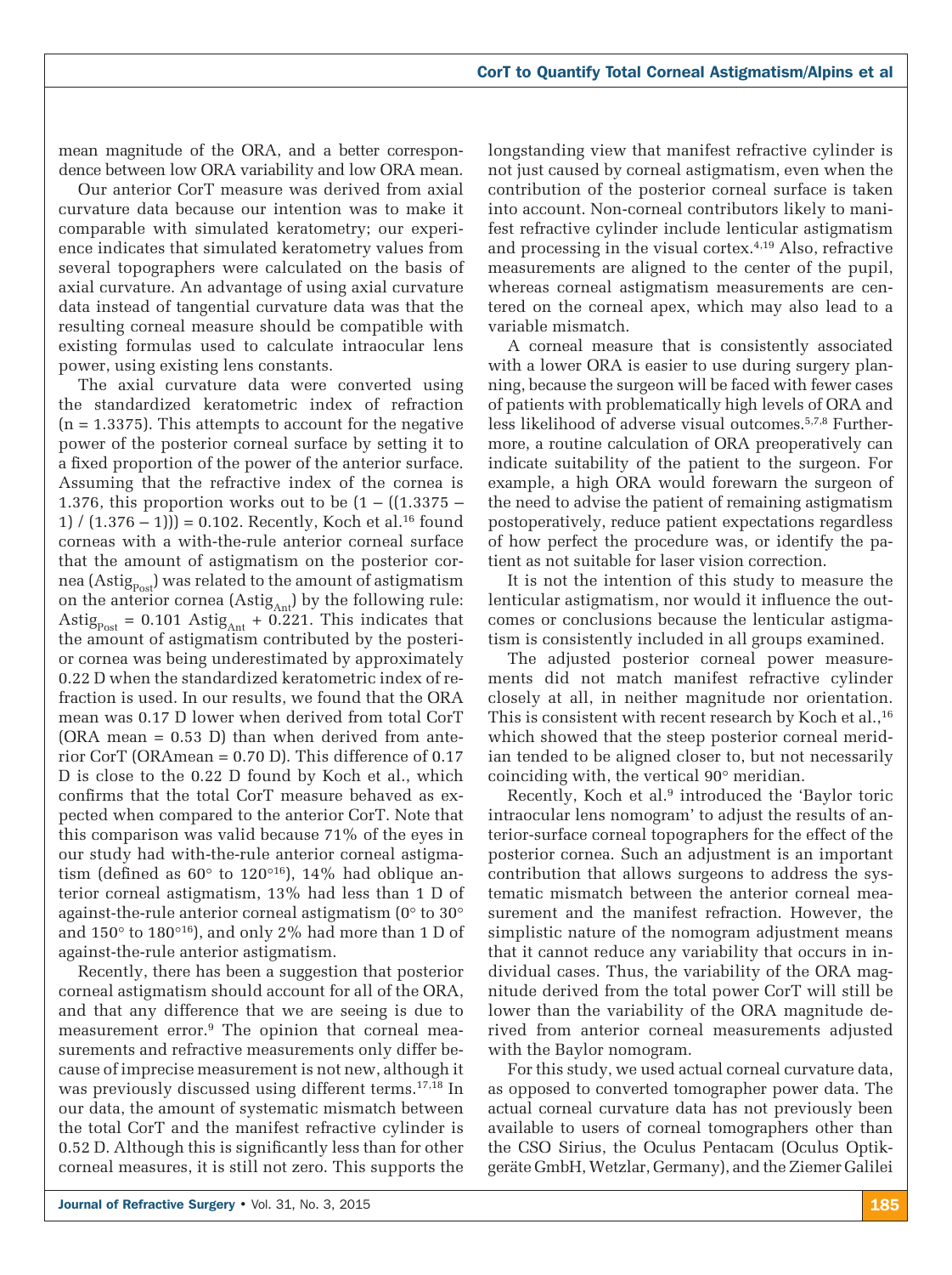mean magnitude of the ORA, and a better correspondence between low ORA variability and low ORA mean.

Our anterior CorT measure was derived from axial curvature data because our intention was to make it comparable with simulated keratometry; our experience indicates that simulated keratometry values from several topographers were calculated on the basis of axial curvature. An advantage of using axial curvature data instead of tangential curvature data was that the resulting corneal measure should be compatible with existing formulas used to calculate intraocular lens power, using existing lens constants.

The axial curvature data were converted using the standardized keratometric index of refraction (n = 1.3375). This attempts to account for the negative power of the posterior corneal surface by setting it to a fixed proportion of the power of the anterior surface. Assuming that the refractive index of the cornea is 1.376, this proportion works out to be $(1 - ((1.3375 - 1) / (1.376 - 1))) = 0.102$. Recently, Koch et al.[16] found corneas with a with-the-rule anterior corneal surface that the amount of astigmatism on the posterior cornea ($Astig_{Post}$) was related to the amount of astigmatism on the anterior cornea ($Astig_{Ant}$) by the following rule: $Astig_{Post} = 0.101\ Astig_{Ant} + 0.221$. This indicates that the amount of astigmatism contributed by the posterior cornea was being underestimated by approximately 0.22 D when the standardized keratometric index of refraction is used. In our results, we found that the ORA mean was 0.17 D lower when derived from total CorT (ORA mean = 0.53 D) than when derived from anterior CorT (ORAmean = 0.70 D). This difference of 0.17 D is close to the 0.22 D found by Koch et al., which confirms that the total CorT measure behaved as expected when compared to the anterior CorT. Note that this comparison was valid because 71% of the eyes in our study had with-the-rule anterior corneal astigmatism (defined as 60° to 120°[16]), 14% had oblique anterior corneal astigmatism, 13% had less than 1 D of against-the-rule anterior corneal astigmatism (0° to 30° and 150° to 180°[16]), and only 2% had more than 1 D of against-the-rule anterior astigmatism.

Recently, there has been a suggestion that posterior corneal astigmatism should account for all of the ORA, and that any difference that we are seeing is due to measurement error.[9] The opinion that corneal measurements and refractive measurements only differ because of imprecise measurement is not new, although it was previously discussed using different terms.[17,18] In our data, the amount of systematic mismatch between the total CorT and the manifest refractive cylinder is 0.52 D. Although this is significantly less than for other corneal measures, it is still not zero. This supports the longstanding view that manifest refractive cylinder is not just caused by corneal astigmatism, even when the contribution of the posterior corneal surface is taken into account. Non-corneal contributors likely to manifest refractive cylinder include lenticular astigmatism and processing in the visual cortex.[4,19] Also, refractive measurements are aligned to the center of the pupil, whereas corneal astigmatism measurements are centered on the corneal apex, which may also lead to a variable mismatch.

A corneal measure that is consistently associated with a lower ORA is easier to use during surgery planning, because the surgeon will be faced with fewer cases of patients with problematically high levels of ORA and less likelihood of adverse visual outcomes.[5,7,8] Furthermore, a routine calculation of ORA preoperatively can indicate suitability of the patient to the surgeon. For example, a high ORA would forewarn the surgeon of the need to advise the patient of remaining astigmatism postoperatively, reduce patient expectations regardless of how perfect the procedure was, or identify the patient as not suitable for laser vision correction.

It is not the intention of this study to measure the lenticular astigmatism, nor would it influence the outcomes or conclusions because the lenticular astigmatism is consistently included in all groups examined.

The adjusted posterior corneal power measurements did not match manifest refractive cylinder closely at all, in neither magnitude nor orientation. This is consistent with recent research by Koch et al.,[16] which showed that the steep posterior corneal meridian tended to be aligned closer to, but not necessarily coinciding with, the vertical 90° meridian.

Recently, Koch et al.[9] introduced the 'Baylor toric intraocular lens nomogram' to adjust the results of anterior-surface corneal topographers for the effect of the posterior cornea. Such an adjustment is an important contribution that allows surgeons to address the systematic mismatch between the anterior corneal measurement and the manifest refraction. However, the simplistic nature of the nomogram adjustment means that it cannot reduce any variability that occurs in individual cases. Thus, the variability of the ORA magnitude derived from the total power CorT will still be lower than the variability of the ORA magnitude derived from anterior corneal measurements adjusted with the Baylor nomogram.

For this study, we used actual corneal curvature data, as opposed to converted tomographer power data. The actual corneal curvature data has not previously been available to users of corneal tomographers other than the CSO Sirius, the Oculus Pentacam (Oculus Optikgeräte GmbH, Wetzlar, Germany), and the Ziemer Galilei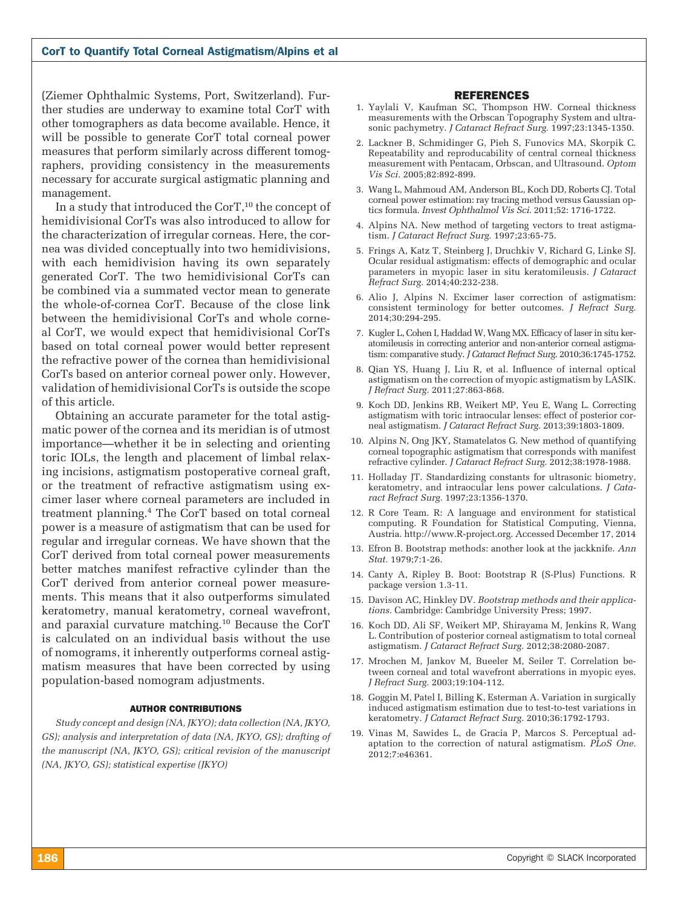(Ziemer Ophthalmic Systems, Port, Switzerland). Further studies are underway to examine total CorT with other tomographers as data become available. Hence, it will be possible to generate CorT total corneal power measures that perform similarly across different tomographers, providing consistency in the measurements necessary for accurate surgical astigmatic planning and management.

In a study that introduced the CorT,[10] the concept of hemidivisional CorTs was also introduced to allow for the characterization of irregular corneas. Here, the cornea was divided conceptually into two hemidivisions, with each hemidivision having its own separately generated CorT. The two hemidivisional CorTs can be combined via a summated vector mean to generate the whole-of-cornea CorT. Because of the close link between the hemidivisional CorTs and whole corneal CorT, we would expect that hemidivisional CorTs based on total corneal power would better represent the refractive power of the cornea than hemidivisional CorTs based on anterior corneal power only. However, validation of hemidivisional CorTs is outside the scope of this article.

Obtaining an accurate parameter for the total astigmatic power of the cornea and its meridian is of utmost importance—whether it be in selecting and orienting toric IOLs, the length and placement of limbal relaxing incisions, astigmatism postoperative corneal graft, or the treatment of refractive astigmatism using excimer laser where corneal parameters are included in treatment planning.[4] The CorT based on total corneal power is a measure of astigmatism that can be used for regular and irregular corneas. We have shown that the CorT derived from total corneal power measurements better matches manifest refractive cylinder than the CorT derived from anterior corneal power measurements. This means that it also outperforms simulated keratometry, manual keratometry, corneal wavefront, and paraxial curvature matching.[10] Because the CorT is calculated on an individual basis without the use of nomograms, it inherently outperforms corneal astigmatism measures that have been corrected by using population-based nomogram adjustments.

## AUTHOR CONTRIBUTIONS

*Study concept and design (NA, JKYO); data collection (NA, JKYO, GS); analysis and interpretation of data (NA, JKYO, GS); drafting of the manuscript (NA, JKYO, GS); critical revision of the manuscript (NA, JKYO, GS); statistical expertise (JKYO)*

## REFERENCES

1. Yaylali V, Kaufman SC, Thompson HW. Corneal thickness measurements with the Orbscan Topography System and ultrasonic pachymetry. *J Cataract Refract Surg.* 1997;23:1345-1350.
2. Lackner B, Schmidinger G, Pieh S, Funovics MA, Skorpik C. Repeatability and reproducibility of central corneal thickness measurement with Pentacam, Orbscan, and Ultrasound. *Optom Vis Sci.* 2005;82:892-899.
3. Wang L, Mahmoud AM, Anderson BL, Koch DD, Roberts CJ. Total corneal power estimation: ray tracing method versus Gaussian optics formula. *Invest Ophthalmol Vis Sci.* 2011;52: 1716-1722.
4. Alpins NA. New method of targeting vectors to treat astigmatism. *J Cataract Refract Surg.* 1997;23:65-75.
5. Frings A, Katz T, Steinberg J, Druchkiv V, Richard G, Linke SJ. Ocular residual astigmatism: effects of demographic and ocular parameters in myopic laser in situ keratomileusis. *J Cataract Refract Surg.* 2014;40:232-238.
6. Alio J, Alpins N. Excimer laser correction of astigmatism: consistent terminology for better outcomes. *J Refract Surg.* 2014;30:294-295.
7. Kugler L, Cohen I, Haddad W, Wang MX. Efficacy of laser in situ keratomileusis in correcting anterior and non-anterior corneal astigmatism: comparative study. *J Cataract Refract Surg.* 2010;36:1745-1752.
8. Qian YS, Huang J, Liu R, et al. Influence of internal optical astigmatism on the correction of myopic astigmatism by LASIK. *J Refract Surg.* 2011;27:863-868.
9. Koch DD, Jenkins RB, Weikert MP, Yeu E, Wang L. Correcting astigmatism with toric intraocular lenses: effect of posterior corneal astigmatism. *J Cataract Refract Surg.* 2013;39:1803-1809.
10. Alpins N, Ong JKY, Stamatelatos G. New method of quantifying corneal topographic astigmatism that corresponds with manifest refractive cylinder. *J Cataract Refract Surg.* 2012;38:1978-1988.
11. Holladay JT. Standardizing constants for ultrasonic biometry, keratometry, and intraocular lens power calculations. *J Cataract Refract Surg.* 1997;23:1356-1370.
12. R Core Team. R: A language and environment for statistical computing. R Foundation for Statistical Computing, Vienna, Austria. http://www.R-project.org. Accessed December 17, 2014
13. Efron B. Bootstrap methods: another look at the jackknife. *Ann Stat.* 1979;7:1-26.
14. Canty A, Ripley B. Boot: Bootstrap R (S-Plus) Functions. R package version 1.3-11.
15. Davison AC, Hinkley DV. *Bootstrap methods and their applications.* Cambridge: Cambridge University Press; 1997.
16. Koch DD, Ali SF, Weikert MP, Shirayama M, Jenkins R, Wang L. Contribution of posterior corneal astigmatism to total corneal astigmatism. *J Cataract Refract Surg.* 2012;38:2080-2087.
17. Mrochen M, Jankov M, Bueeler M, Seiler T. Correlation between corneal and total wavefront aberrations in myopic eyes. *J Refract Surg.* 2003;19:104-112.
18. Goggin M, Patel I, Billing K, Esterman A. Variation in surgically induced astigmatism estimation due to test-to-test variations in keratometry. *J Cataract Refract Surg.* 2010;36:1792-1793.
19. Vinas M, Sawides L, de Gracia P, Marcos S. Perceptual adaptation to the correction of natural astigmatism. *PLoS One.* 2012;7:e46361.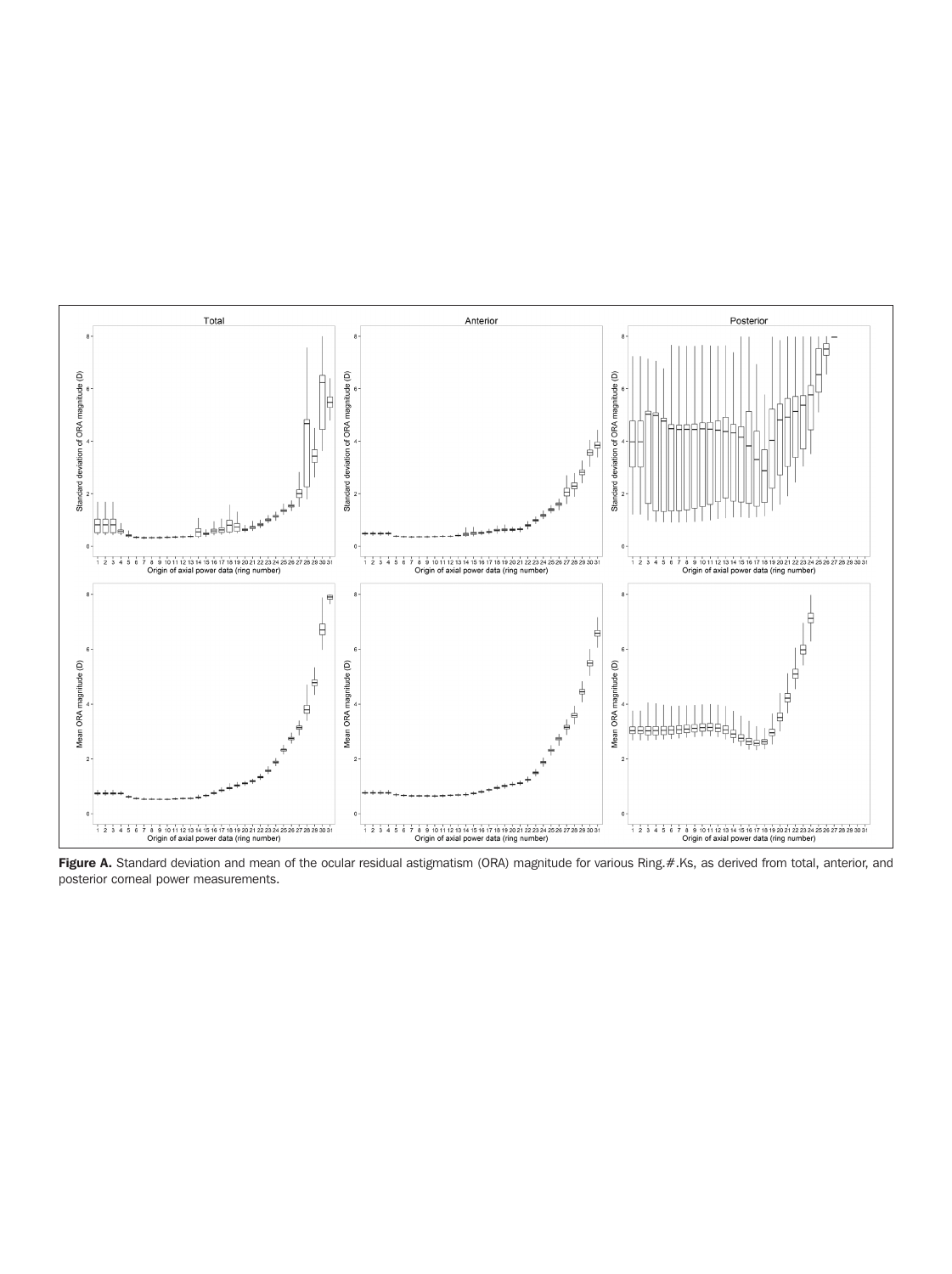Total

Anterior

Posterior

Standard deviation of ORA magnitude (D)

Mean ORA magnitude (D)

Origin of axial power data (ring number)

0 2 4 6 8

1 2 3 4 5 6 7 8 9 10 11 12 13 14 15 16 17 18 19 20 21 22 23 24 25 26 27 28 29 30 31

**Figure A.** Standard deviation and mean of the ocular residual astigmatism (ORA) magnitude for various Ring.#.Ks, as derived from total, anterior, and posterior corneal power measurements.